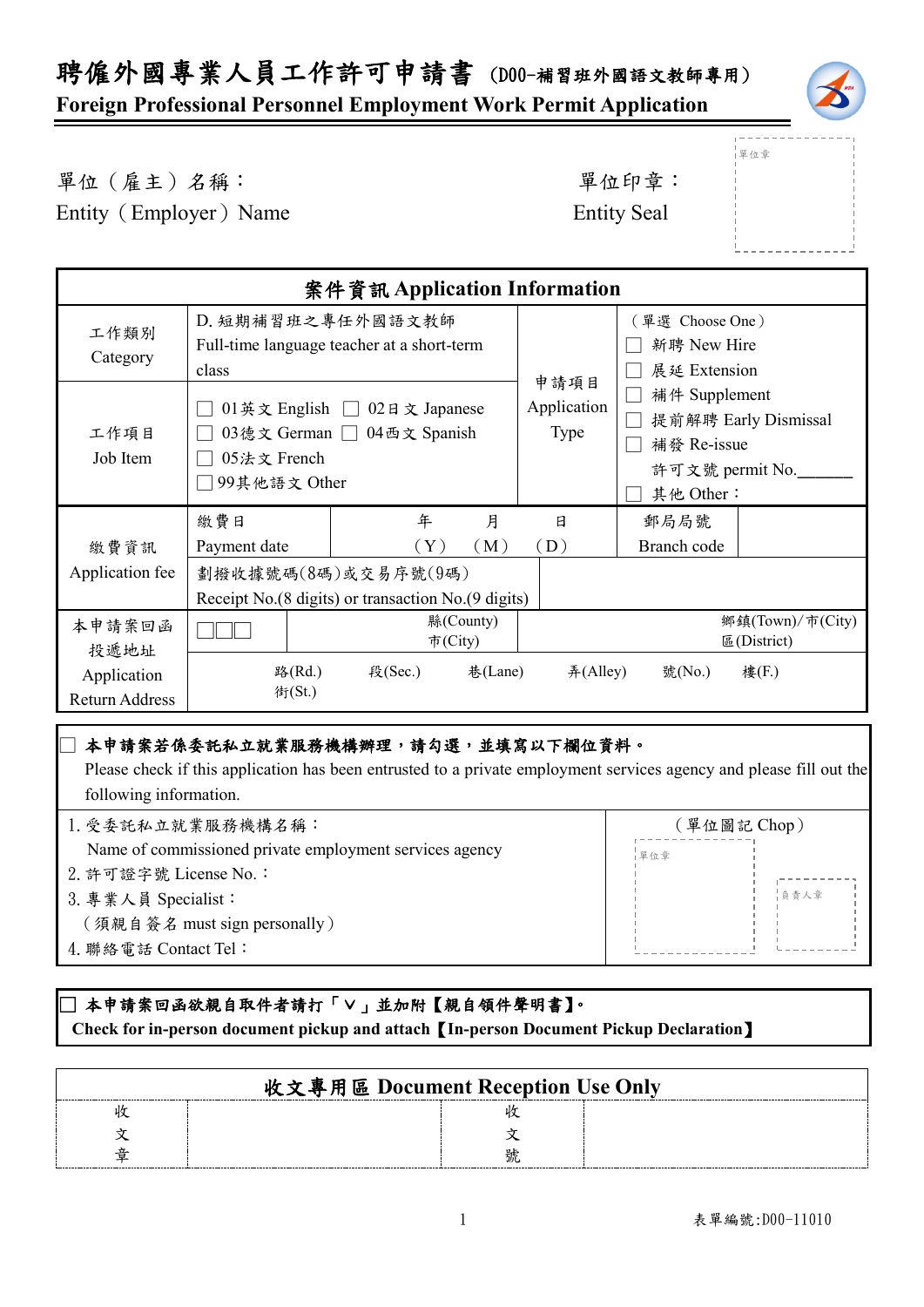# 聘僱外國專業人員工作許可申請書（D00-補習班外國語文教師專用）

**Foreign Professional Personnel Employment Work Permit Application**

單位（雇主）名稱：
Entity（Employer）Name

單位印章：
Entity Seal

單位章

| 案件資訊 Application Information | | | |
|---|---|---|---|
| 工作類別 Category | D. 短期補習班之專任外國語文教師 Full-time language teacher at a short-term class | 申請項目 Application Type | （單選 Choose One）<br>☐ 新聘 New Hire<br>☐ 展延 Extension<br>☐ 補件 Supplement<br>☐ 提前解聘 Early Dismissal<br>☐ 補發 Re-issue<br>許可文號 permit No.______<br>☐ 其他 Other： |
| 工作項目 Job Item | ☐ 01英文 English ☐ 02日文 Japanese<br>☐ 03德文 German ☐ 04西文 Spanish<br>☐ 05法文 French<br>☐ 99其他語文 Other | | |
| 繳費資訊 Application fee | 繳費日 Payment date | 年（Y） 月（M） 日（D） | 郵局局號 Branch code |
| | 劃撥收據號碼(8碼)或交易序號(9碼) Receipt No.(8 digits) or transaction No.(9 digits) | | |
| 本申請案回函投遞地址 Application Return Address | ☐☐☐ 縣(County) 市(City) | 鄉鎮(Town)/市(City) 區(District) | |
| | 路(Rd.) 街(St.) 段(Sec.) 巷(Lane) 弄(Alley) 號(No.) 樓(F.) | | |

☐ **本申請案若係委託私立就業服務機構辦理，請勾選，並填寫以下欄位資料。**
Please check if this application has been entrusted to a private employment services agency and please fill out the following information.

| | （單位圖記 Chop） |
|---|---|
| 1. 受委託私立就業服務機構名稱：<br>Name of commissioned private employment services agency<br>2. 許可證字號 License No.：<br>3. 專業人員 Specialist：<br>（須親自簽名 must sign personally）<br>4. 聯絡電話 Contact Tel： | 單位章　負責人章 |

☐ **本申請案回函欲親自取件者請打「V」並加附【親自領件聲明書】。**
**Check for in-person document pickup and attach【In-person Document Pickup Declaration】**

| 收文專用區 Document Reception Use Only | | | |
|---|---|---|---|
| 收文章 | | 收文號 | |

表單編號:D00-11010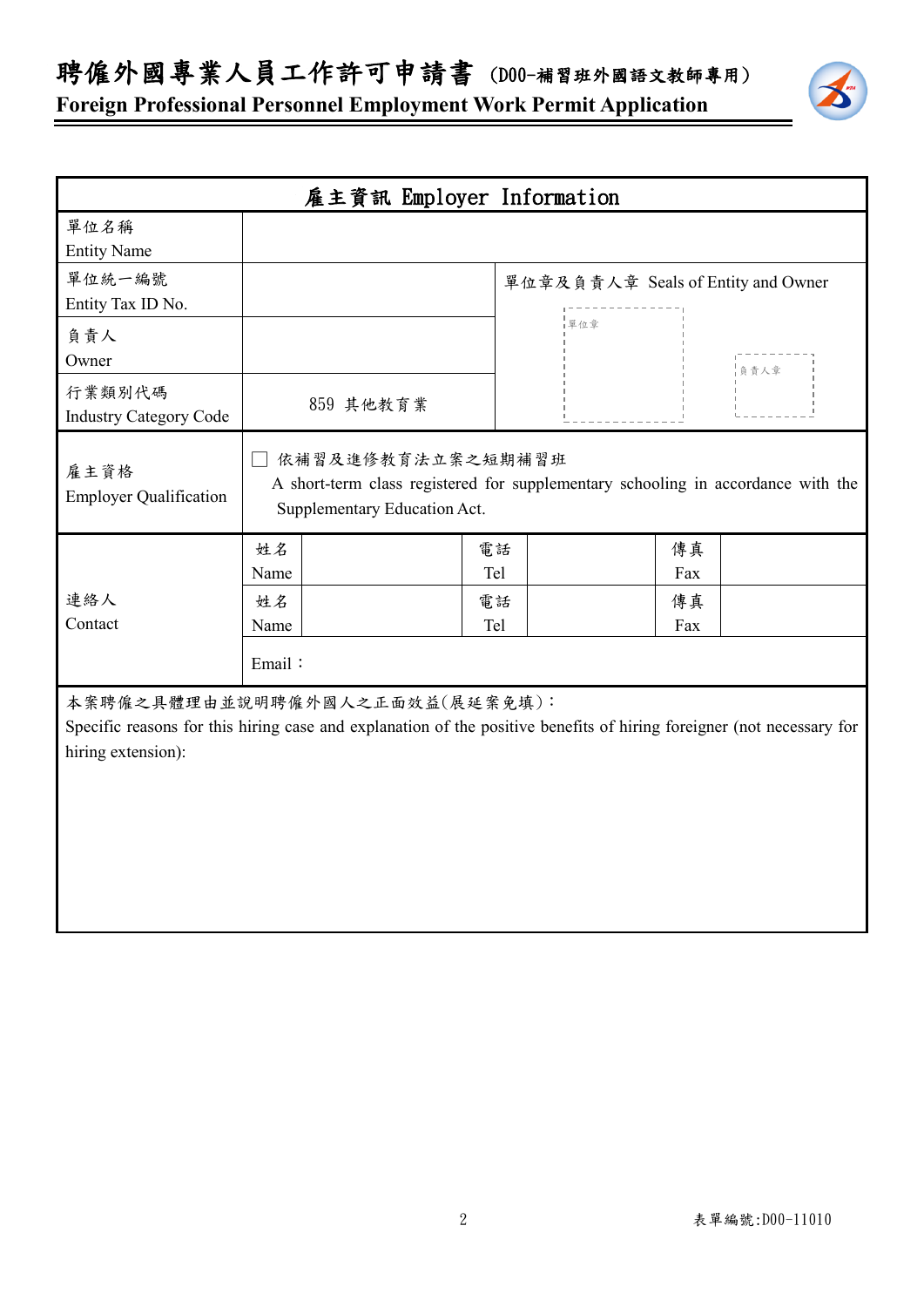# 聘僱外國專業人員工作許可申請書（D00-補習班外國語文教師專用）

**Foreign Professional Personnel Employment Work Permit Application**

| 雇主資訊 Employer Information | | | | | | |
|---|---|---|---|---|---|---|
| 單位名稱<br>Entity Name | | | | | | |
| 單位統一編號<br>Entity Tax ID No. | | | 單位章及負責人章 Seals of Entity and Owner<br>單位章　負責人章 | | | |
| 負責人<br>Owner | | | | | | |
| 行業類別代碼<br>Industry Category Code | 859 其他教育業 | | | | | |
| 雇主資格<br>Employer Qualification | ☐ 依補習及進修教育法立案之短期補習班<br>A short-term class registered for supplementary schooling in accordance with the Supplementary Education Act. | | | | | |
| 連絡人<br>Contact | 姓名<br>Name | | 電話<br>Tel | | 傳真<br>Fax | |
| | 姓名<br>Name | | 電話<br>Tel | | 傳真<br>Fax | |
| | Email： | | | | | |

本案聘僱之具體理由並說明聘僱外國人之正面效益(展延案免填)：
Specific reasons for this hiring case and explanation of the positive benefits of hiring foreigner (not necessary for hiring extension):

表單編號:D00-11010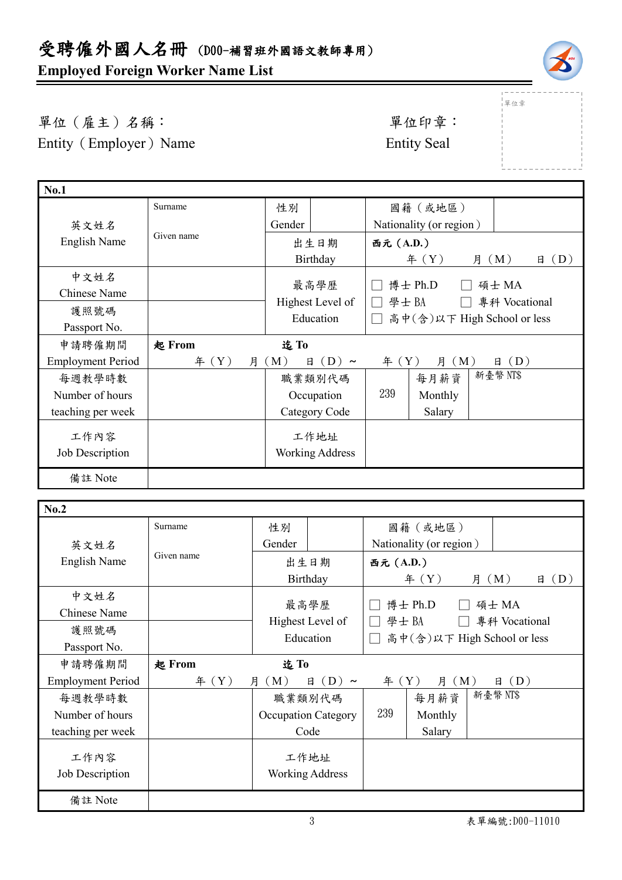# 受聘僱外國人名冊（D00-補習班外國語文教師專用）

## Employed Foreign Worker Name List

單位（雇主）名稱：
Entity（Employer）Name

單位印章：
Entity Seal

單位章

| No.1 | | | | | | |
|---|---|---|---|---|---|---|
| 英文姓名 English Name | Surname<br>Given name | 性別 Gender | | 國籍（或地區） Nationality (or region) | | |
| | | 出生日期 Birthday | 西元 (A.D.) 年（Y） 月（M） 日（D） | | | |
| 中文姓名 Chinese Name | | 最高學歷 Highest Level of Education | ☐ 博士 Ph.D ☐ 碩士 MA<br>☐ 學士 BA ☐ 專科 Vocational<br>☐ 高中(含)以下 High School or less | | | |
| 護照號碼 Passport No. | | | | | | |
| 申請聘僱期間 Employment Period | 起 From 年（Y） 月（M） 日（D）～ | 迄 To 年（Y） 月（M） 日（D） | | | | |
| 每週教學時數 Number of hours teaching per week | | 職業類別代碼 Occupation Category Code | 239 | 每月薪資 Monthly Salary | 新臺幣 NT$ | |
| 工作內容 Job Description | | 工作地址 Working Address | | | | |
| 備註 Note | | | | | | |

| No.2 | | | | | | |
|---|---|---|---|---|---|---|
| 英文姓名 English Name | Surname<br>Given name | 性別 Gender | | 國籍（或地區） Nationality (or region) | | |
| | | 出生日期 Birthday | 西元 (A.D.) 年（Y） 月（M） 日（D） | | | |
| 中文姓名 Chinese Name | | 最高學歷 Highest Level of Education | ☐ 博士 Ph.D ☐ 碩士 MA<br>☐ 學士 BA ☐ 專科 Vocational<br>☐ 高中(含)以下 High School or less | | | |
| 護照號碼 Passport No. | | | | | | |
| 申請聘僱期間 Employment Period | 起 From 年（Y） 月（M） 日（D）～ | 迄 To 年（Y） 月（M） 日（D） | | | | |
| 每週教學時數 Number of hours teaching per week | | 職業類別代碼 Occupation Category Code | 239 | 每月薪資 Monthly Salary | 新臺幣 NT$ | |
| 工作內容 Job Description | | 工作地址 Working Address | | | | |
| 備註 Note | | | | | | |

表單編號:D00-11010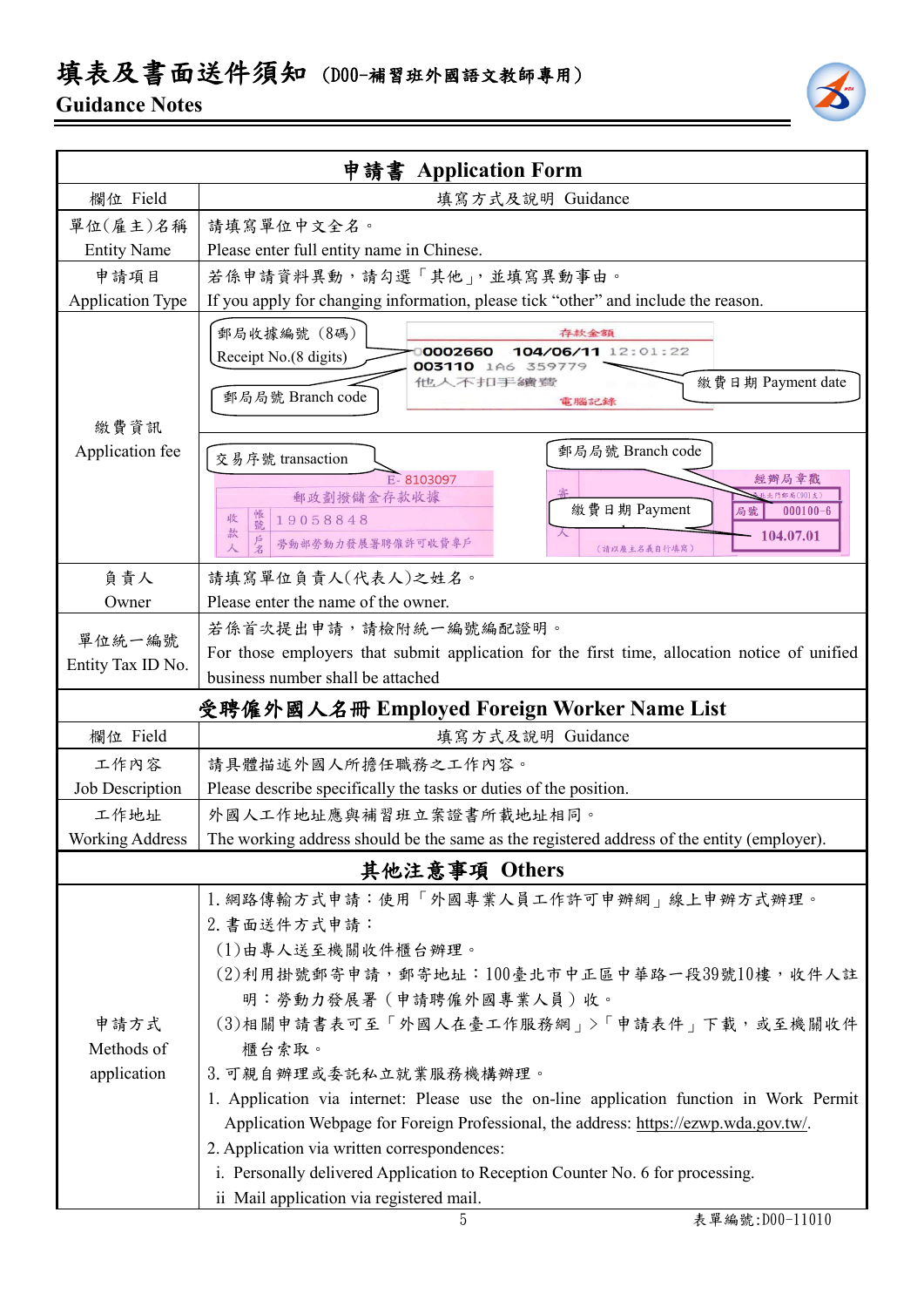# 填表及書面送件須知 (D00-補習班外國語文教師專用)

## Guidance Notes

| 申請書 Application Form | |
|---|---|
| 欄位 Field | 填寫方式及說明 Guidance |
| 單位(雇主)名稱<br>Entity Name | 請填寫單位中文全名。<br>Please enter full entity name in Chinese. |
| 申請項目<br>Application Type | 若係申請資料異動，請勾選「其他」，並填寫異動事由。<br>If you apply for changing information, please tick "other" and include the reason. |
| 繳費資訊<br>Application fee | 郵局收據編號（8碼）Receipt No.(8 digits)；郵局局號 Branch code；繳費日期 Payment date<br>(存款金額 00002660 104/06/11 12:01:22 003110 1A6 359779 他人不扣手續費 電腦記錄)<br><br>交易序號 transaction；郵局局號 Branch code；繳費日期 Payment<br>(E- 8103097 郵政劃撥儲金存款收據 收款人 帳號 19058848 戶名 勞動部勞動力發展署聘僱許可收費專戶 經辦局章戳 局號 000100-6 104.07.01) |
| 負責人<br>Owner | 請填寫單位負責人(代表人)之姓名。<br>Please enter the name of the owner. |
| 單位統一編號<br>Entity Tax ID No. | 若係首次提出申請，請檢附統一編號編配證明。<br>For those employers that submit application for the first time, allocation notice of unified business number shall be attached |

| 受聘僱外國人名冊 Employed Foreign Worker Name List | |
|---|---|
| 欄位 Field | 填寫方式及說明 Guidance |
| 工作內容<br>Job Description | 請具體描述外國人所擔任職務之工作內容。<br>Please describe specifically the tasks or duties of the position. |
| 工作地址<br>Working Address | 外國人工作地址應與補習班立案證書所載地址相同。<br>The working address should be the same as the registered address of the entity (employer). |

| 其他注意事項 Others | |
|---|---|
| 申請方式<br>Methods of application | 1. 網路傳輸方式申請：使用「外國專業人員工作許可申辦網」線上申辦方式辦理。<br>2. 書面送件方式申請：<br>(1)由專人送至機關收件櫃台辦理。<br>(2)利用掛號郵寄申請，郵寄地址：100臺北市中正區中華路一段39號10樓，收件人註明：勞動力發展署（申請聘僱外國專業人員）收。<br>(3)相關申請書表可至「外國人在臺工作服務網」>「申請表件」下載，或至機關收件櫃台索取。<br>3. 可親自辦理或委託私立就業服務機構辦理。<br>1. Application via internet: Please use the on-line application function in Work Permit Application Webpage for Foreign Professional, the address: https://ezwp.wda.gov.tw/.<br>2. Application via written correspondences:<br>i. Personally delivered Application to Reception Counter No. 6 for processing.<br>ii Mail application via registered mail. |

表單編號:D00-11010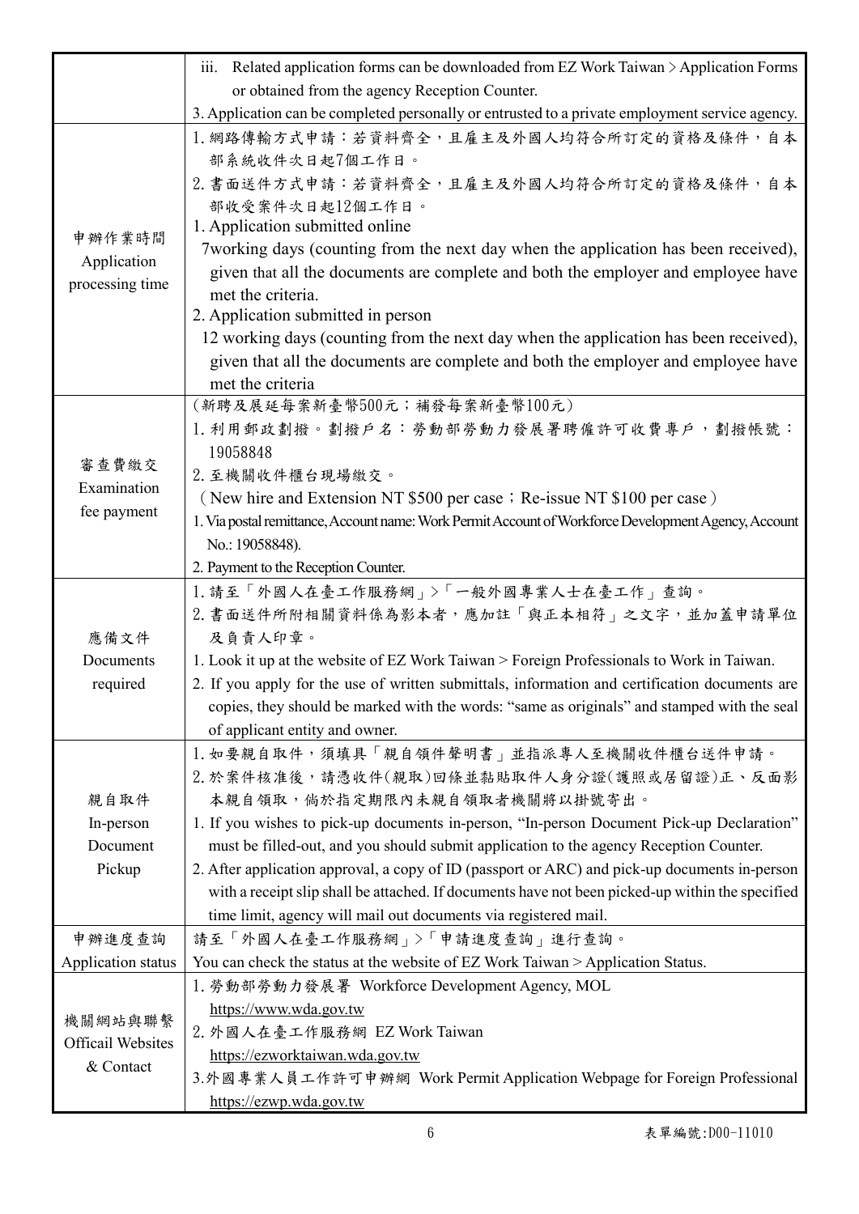| | |
|---|---|
| | iii. Related application forms can be downloaded from EZ Work Taiwan > Application Forms or obtained from the agency Reception Counter.<br>3. Application can be completed personally or entrusted to a private employment service agency. |
| 申辦作業時間<br>Application processing time | 1.網路傳輸方式申請：若資料齊全，且雇主及外國人均符合所訂定的資格及條件，自本部系統收件次日起7個工作日。<br>2.書面送件方式申請：若資料齊全，且雇主及外國人均符合所訂定的資格及條件，自本部收受案件次日起12個工作日。<br>1. Application submitted online<br>7working days (counting from the next day when the application has been received), given that all the documents are complete and both the employer and employee have met the criteria.<br>2. Application submitted in person<br>12 working days (counting from the next day when the application has been received), given that all the documents are complete and both the employer and employee have met the criteria |
| 審查費繳交<br>Examination fee payment | (新聘及展延每案新臺幣500元；補發每案新臺幣100元)<br>1.利用郵政劃撥。劃撥戶名：勞動部勞動力發展署聘僱許可收費專戶，劃撥帳號：19058848<br>2.至機關收件櫃台現場繳交。<br>（New hire and Extension NT \$500 per case；Re-issue NT \$100 per case）<br>1. Via postal remittance, Account name: Work Permit Account of Workforce Development Agency, Account No.: 19058848).<br>2. Payment to the Reception Counter. |
| 應備文件<br>Documents required | 1.請至「外國人在臺工作服務網」>「一般外國專業人士在臺工作」查詢。<br>2.書面送件所附相關資料係為影本者，應加註「與正本相符」之文字，並加蓋申請單位及負責人印章。<br>1. Look it up at the website of EZ Work Taiwan > Foreign Professionals to Work in Taiwan.<br>2. If you apply for the use of written submittals, information and certification documents are copies, they should be marked with the words: "same as originals" and stamped with the seal of applicant entity and owner. |
| 親自取件<br>In-person Document Pickup | 1.如要親自取件，須填具「親自領件聲明書」並指派專人至機關收件櫃台送件申請。<br>2.於案件核准後，請憑收件(親取)回條並黏貼取件人身分證(護照或居留證)正、反面影本親自領取，倘於指定期限內未親自領取者機關將以掛號寄出。<br>1. If you wishes to pick-up documents in-person, "In-person Document Pick-up Declaration" must be filled-out, and you should submit application to the agency Reception Counter.<br>2. After application approval, a copy of ID (passport or ARC) and pick-up documents in-person with a receipt slip shall be attached. If documents have not been picked-up within the specified time limit, agency will mail out documents via registered mail. |
| 申辦進度查詢<br>Application status | 請至「外國人在臺工作服務網」>「申請進度查詢」進行查詢。<br>You can check the status at the website of EZ Work Taiwan > Application Status. |
| 機關網站與聯繫<br>Officail Websites & Contact | 1.勞動部勞動力發展署 Workforce Development Agency, MOL<br>https://www.wda.gov.tw<br>2.外國人在臺工作服務網 EZ Work Taiwan<br>https://ezworktaiwan.wda.gov.tw<br>3.外國專業人員工作許可申辦網 Work Permit Application Webpage for Foreign Professional<br>https://ezwp.wda.gov.tw |

表單編號:D00-11010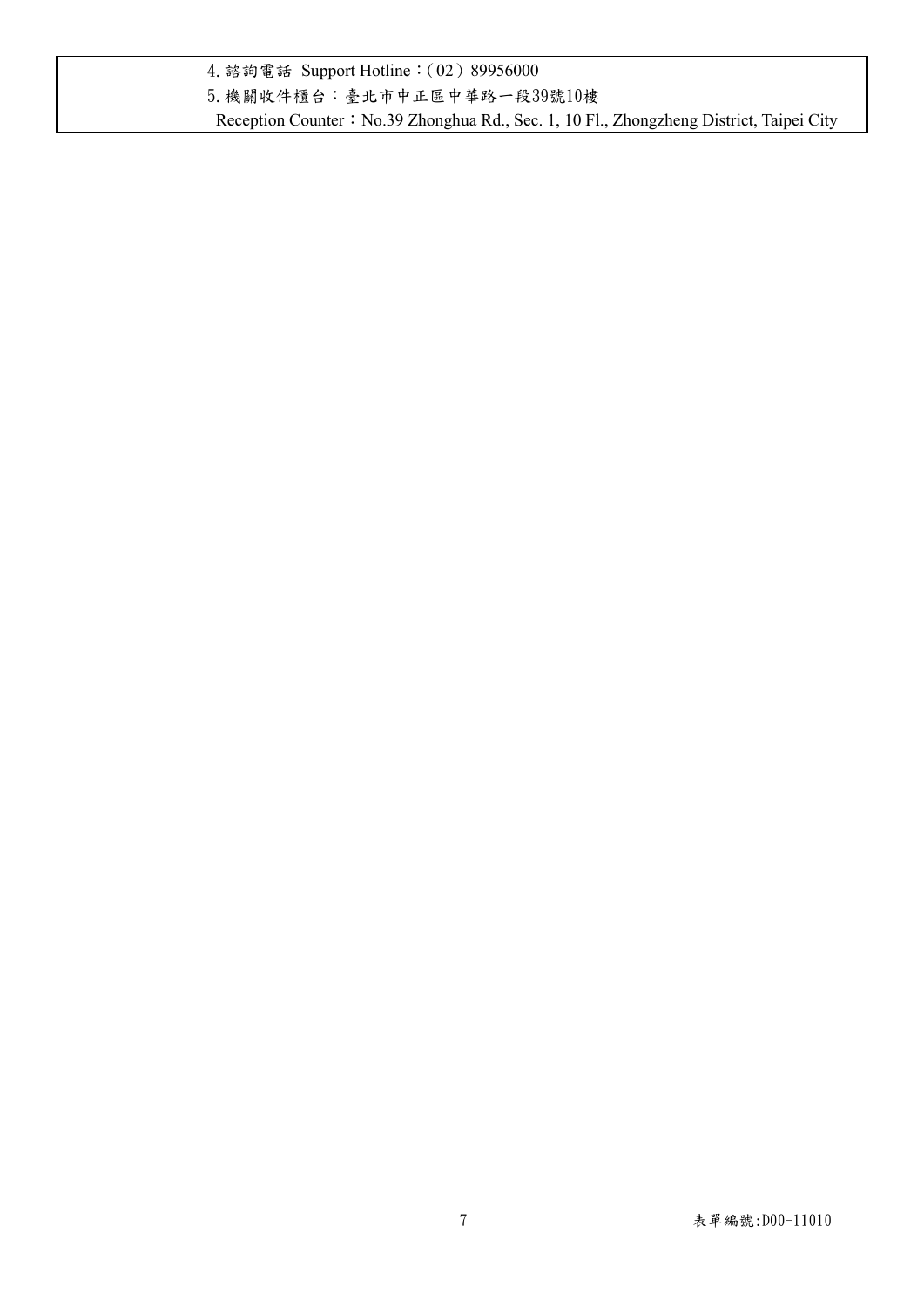| | |
|---|---|
| | 4. 諮詢電話 Support Hotline：(02) 89956000<br>5. 機關收件櫃台：臺北市中正區中華路一段39號10樓<br>Reception Counter：No.39 Zhonghua Rd., Sec. 1, 10 Fl., Zhongzheng District, Taipei City |

表單編號:D00-11010